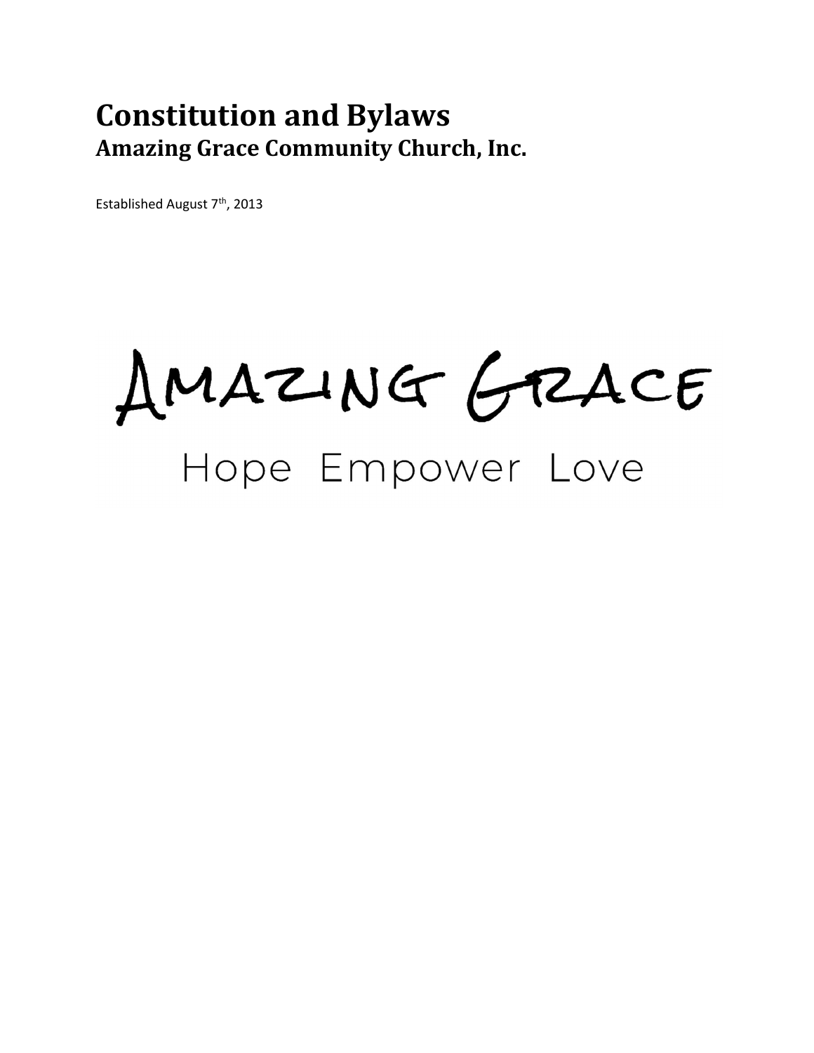# Constitution and Bylaws
## Amazing Grace Community Church, Inc.

Established August 7th, 2013

AMAZING GRACE

Hope Empower Love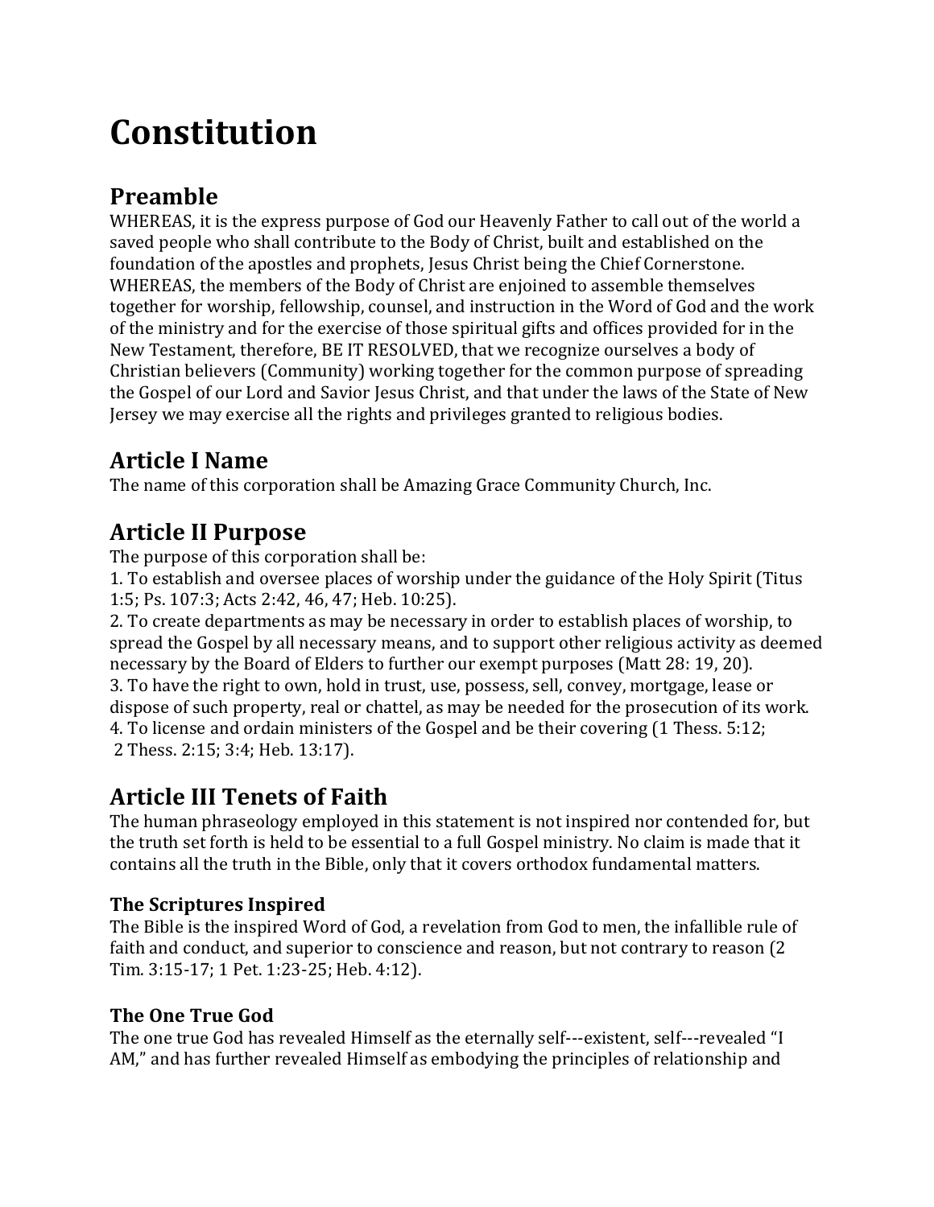# Constitution

## Preamble

WHEREAS, it is the express purpose of God our Heavenly Father to call out of the world a saved people who shall contribute to the Body of Christ, built and established on the foundation of the apostles and prophets, Jesus Christ being the Chief Cornerstone.
WHEREAS, the members of the Body of Christ are enjoined to assemble themselves together for worship, fellowship, counsel, and instruction in the Word of God and the work of the ministry and for the exercise of those spiritual gifts and offices provided for in the New Testament, therefore, BE IT RESOLVED, that we recognize ourselves a body of Christian believers (Community) working together for the common purpose of spreading the Gospel of our Lord and Savior Jesus Christ, and that under the laws of the State of New Jersey we may exercise all the rights and privileges granted to religious bodies.

## Article I Name

The name of this corporation shall be Amazing Grace Community Church, Inc.

## Article II Purpose

The purpose of this corporation shall be:

1. To establish and oversee places of worship under the guidance of the Holy Spirit (Titus 1:5; Ps. 107:3; Acts 2:42, 46, 47; Heb. 10:25).
2. To create departments as may be necessary in order to establish places of worship, to spread the Gospel by all necessary means, and to support other religious activity as deemed necessary by the Board of Elders to further our exempt purposes (Matt 28: 19, 20).
3. To have the right to own, hold in trust, use, possess, sell, convey, mortgage, lease or dispose of such property, real or chattel, as may be needed for the prosecution of its work.
4. To license and ordain ministers of the Gospel and be their covering (1 Thess. 5:12; 2 Thess. 2:15; 3:4; Heb. 13:17).

## Article III Tenets of Faith

The human phraseology employed in this statement is not inspired nor contended for, but the truth set forth is held to be essential to a full Gospel ministry. No claim is made that it contains all the truth in the Bible, only that it covers orthodox fundamental matters.

### The Scriptures Inspired

The Bible is the inspired Word of God, a revelation from God to men, the infallible rule of faith and conduct, and superior to conscience and reason, but not contrary to reason (2 Tim. 3:15-17; 1 Pet. 1:23-25; Heb. 4:12).

### The One True God

The one true God has revealed Himself as the eternally self---existent, self---revealed "I AM," and has further revealed Himself as embodying the principles of relationship and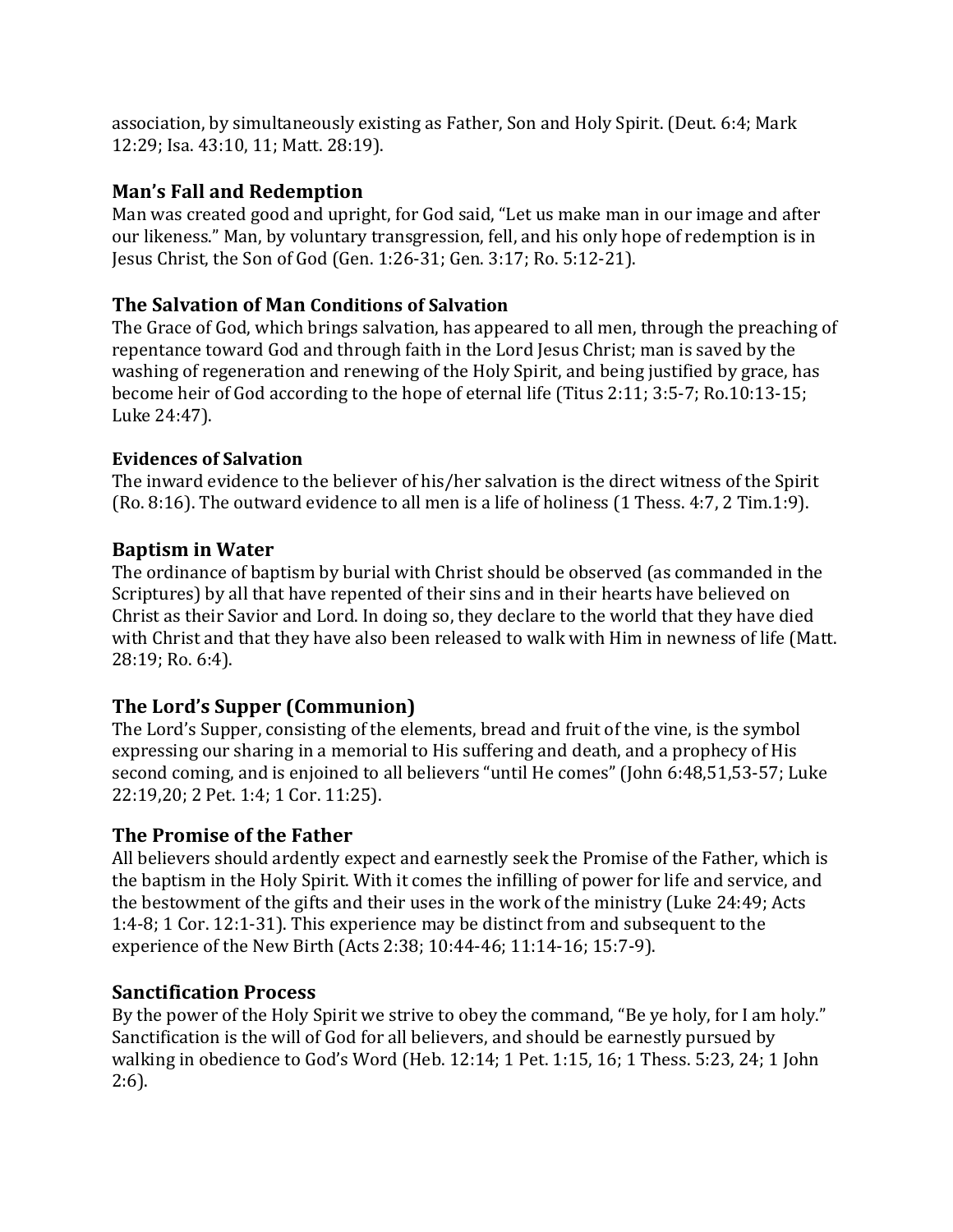association, by simultaneously existing as Father, Son and Holy Spirit. (Deut. 6:4; Mark 12:29; Isa. 43:10, 11; Matt. 28:19).

## Man's Fall and Redemption

Man was created good and upright, for God said, "Let us make man in our image and after our likeness." Man, by voluntary transgression, fell, and his only hope of redemption is in Jesus Christ, the Son of God (Gen. 1:26-31; Gen. 3:17; Ro. 5:12-21).

## The Salvation of Man **Conditions of Salvation**

The Grace of God, which brings salvation, has appeared to all men, through the preaching of repentance toward God and through faith in the Lord Jesus Christ; man is saved by the washing of regeneration and renewing of the Holy Spirit, and being justified by grace, has become heir of God according to the hope of eternal life (Titus 2:11; 3:5-7; Ro.10:13-15; Luke 24:47).

### Evidences of Salvation

The inward evidence to the believer of his/her salvation is the direct witness of the Spirit (Ro. 8:16). The outward evidence to all men is a life of holiness (1 Thess. 4:7, 2 Tim.1:9).

## Baptism in Water

The ordinance of baptism by burial with Christ should be observed (as commanded in the Scriptures) by all that have repented of their sins and in their hearts have believed on Christ as their Savior and Lord. In doing so, they declare to the world that they have died with Christ and that they have also been released to walk with Him in newness of life (Matt. 28:19; Ro. 6:4).

## The Lord's Supper (Communion)

The Lord's Supper, consisting of the elements, bread and fruit of the vine, is the symbol expressing our sharing in a memorial to His suffering and death, and a prophecy of His second coming, and is enjoined to all believers "until He comes" (John 6:48,51,53-57; Luke 22:19,20; 2 Pet. 1:4; 1 Cor. 11:25).

## The Promise of the Father

All believers should ardently expect and earnestly seek the Promise of the Father, which is the baptism in the Holy Spirit. With it comes the infilling of power for life and service, and the bestowment of the gifts and their uses in the work of the ministry (Luke 24:49; Acts 1:4-8; 1 Cor. 12:1-31). This experience may be distinct from and subsequent to the experience of the New Birth (Acts 2:38; 10:44-46; 11:14-16; 15:7-9).

## Sanctification Process

By the power of the Holy Spirit we strive to obey the command, "Be ye holy, for I am holy." Sanctification is the will of God for all believers, and should be earnestly pursued by walking in obedience to God's Word (Heb. 12:14; 1 Pet. 1:15, 16; 1 Thess. 5:23, 24; 1 John 2:6).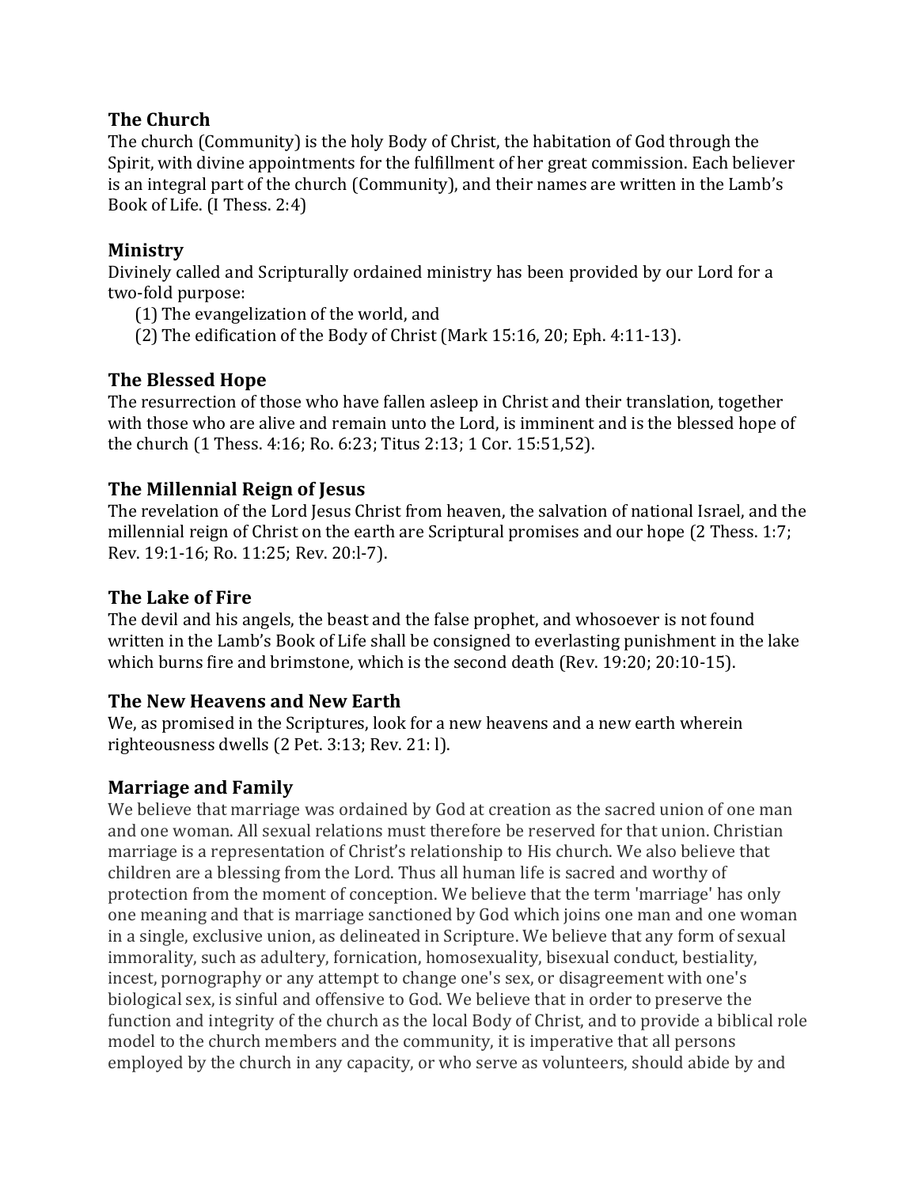## The Church

The church (Community) is the holy Body of Christ, the habitation of God through the Spirit, with divine appointments for the fulfillment of her great commission. Each believer is an integral part of the church (Community), and their names are written in the Lamb's Book of Life. (I Thess. 2:4)

## Ministry

Divinely called and Scripturally ordained ministry has been provided by our Lord for a two-fold purpose:

(1) The evangelization of the world, and

(2) The edification of the Body of Christ (Mark 15:16, 20; Eph. 4:11-13).

## The Blessed Hope

The resurrection of those who have fallen asleep in Christ and their translation, together with those who are alive and remain unto the Lord, is imminent and is the blessed hope of the church (1 Thess. 4:16; Ro. 6:23; Titus 2:13; 1 Cor. 15:51,52).

## The Millennial Reign of Jesus

The revelation of the Lord Jesus Christ from heaven, the salvation of national Israel, and the millennial reign of Christ on the earth are Scriptural promises and our hope (2 Thess. 1:7; Rev. 19:1-16; Ro. 11:25; Rev. 20:l-7).

## The Lake of Fire

The devil and his angels, the beast and the false prophet, and whosoever is not found written in the Lamb's Book of Life shall be consigned to everlasting punishment in the lake which burns fire and brimstone, which is the second death (Rev. 19:20; 20:10-15).

## The New Heavens and New Earth

We, as promised in the Scriptures, look for a new heavens and a new earth wherein righteousness dwells (2 Pet. 3:13; Rev. 21: l).

## Marriage and Family

We believe that marriage was ordained by God at creation as the sacred union of one man and one woman. All sexual relations must therefore be reserved for that union. Christian marriage is a representation of Christ's relationship to His church. We also believe that children are a blessing from the Lord. Thus all human life is sacred and worthy of protection from the moment of conception. We believe that the term 'marriage' has only one meaning and that is marriage sanctioned by God which joins one man and one woman in a single, exclusive union, as delineated in Scripture. We believe that any form of sexual immorality, such as adultery, fornication, homosexuality, bisexual conduct, bestiality, incest, pornography or any attempt to change one's sex, or disagreement with one's biological sex, is sinful and offensive to God. We believe that in order to preserve the function and integrity of the church as the local Body of Christ, and to provide a biblical role model to the church members and the community, it is imperative that all persons employed by the church in any capacity, or who serve as volunteers, should abide by and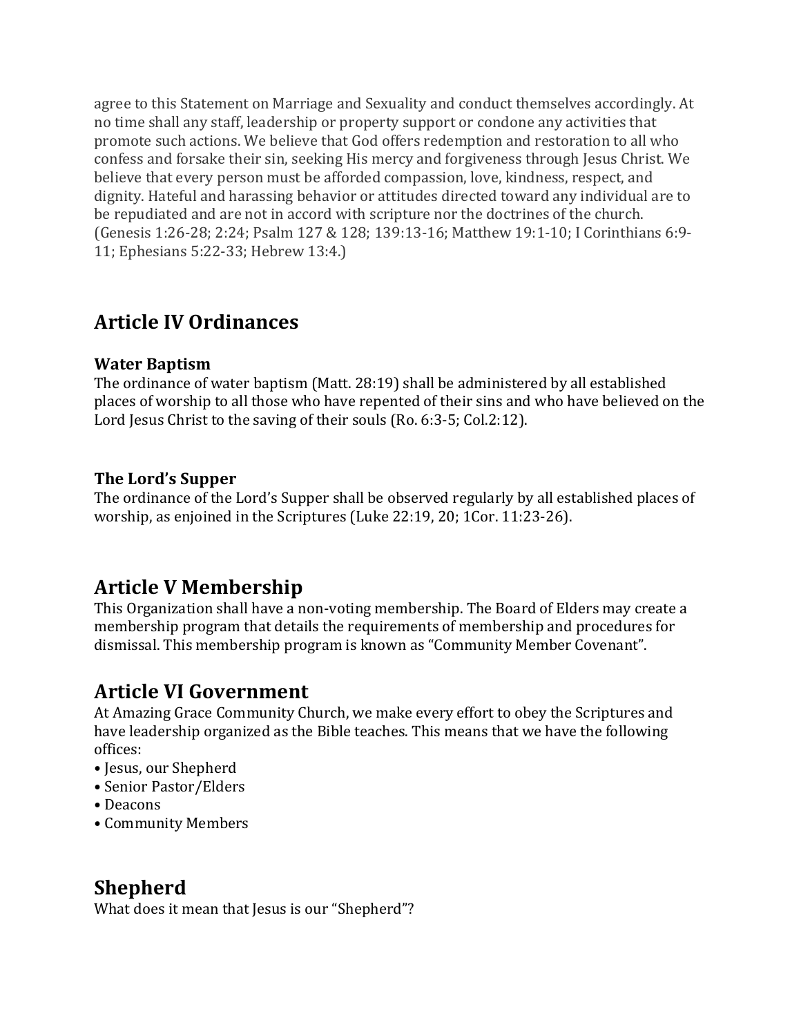agree to this Statement on Marriage and Sexuality and conduct themselves accordingly. At no time shall any staff, leadership or property support or condone any activities that promote such actions. We believe that God offers redemption and restoration to all who confess and forsake their sin, seeking His mercy and forgiveness through Jesus Christ. We believe that every person must be afforded compassion, love, kindness, respect, and dignity. Hateful and harassing behavior or attitudes directed toward any individual are to be repudiated and are not in accord with scripture nor the doctrines of the church. (Genesis 1:26-28; 2:24; Psalm 127 & 128; 139:13-16; Matthew 19:1-10; I Corinthians 6:9-11; Ephesians 5:22-33; Hebrew 13:4.)

## Article IV Ordinances

### Water Baptism

The ordinance of water baptism (Matt. 28:19) shall be administered by all established places of worship to all those who have repented of their sins and who have believed on the Lord Jesus Christ to the saving of their souls (Ro. 6:3-5; Col.2:12).

### The Lord's Supper

The ordinance of the Lord's Supper shall be observed regularly by all established places of worship, as enjoined in the Scriptures (Luke 22:19, 20; 1Cor. 11:23-26).

## Article V Membership

This Organization shall have a non-voting membership. The Board of Elders may create a membership program that details the requirements of membership and procedures for dismissal. This membership program is known as "Community Member Covenant".

## Article VI Government

At Amazing Grace Community Church, we make every effort to obey the Scriptures and have leadership organized as the Bible teaches. This means that we have the following offices:

- Jesus, our Shepherd
- Senior Pastor/Elders
- Deacons
- Community Members

## Shepherd

What does it mean that Jesus is our "Shepherd"?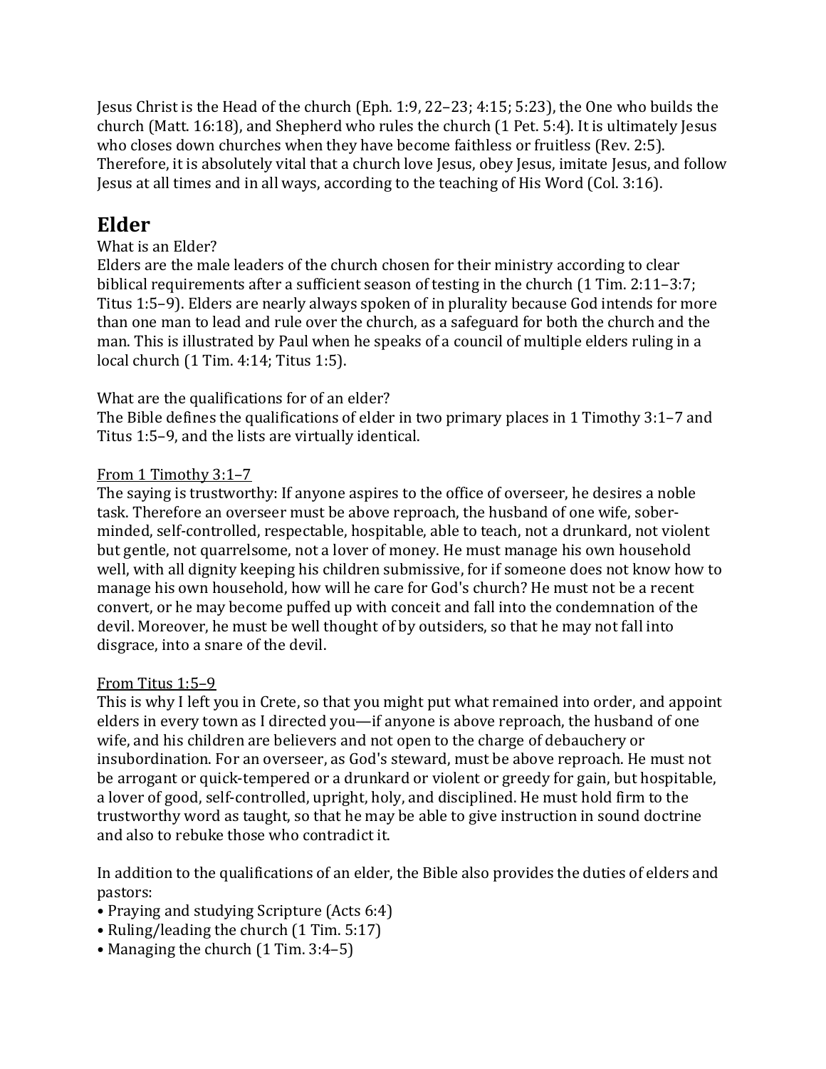Jesus Christ is the Head of the church (Eph. 1:9, 22–23; 4:15; 5:23), the One who builds the church (Matt. 16:18), and Shepherd who rules the church (1 Pet. 5:4). It is ultimately Jesus who closes down churches when they have become faithless or fruitless (Rev. 2:5). Therefore, it is absolutely vital that a church love Jesus, obey Jesus, imitate Jesus, and follow Jesus at all times and in all ways, according to the teaching of His Word (Col. 3:16).

## Elder

What is an Elder?

Elders are the male leaders of the church chosen for their ministry according to clear biblical requirements after a sufficient season of testing in the church (1 Tim. 2:11–3:7; Titus 1:5–9). Elders are nearly always spoken of in plurality because God intends for more than one man to lead and rule over the church, as a safeguard for both the church and the man. This is illustrated by Paul when he speaks of a council of multiple elders ruling in a local church (1 Tim. 4:14; Titus 1:5).

What are the qualifications for of an elder?

The Bible defines the qualifications of elder in two primary places in 1 Timothy 3:1–7 and Titus 1:5–9, and the lists are virtually identical.

<u>From 1 Timothy 3:1–7</u>

The saying is trustworthy: If anyone aspires to the office of overseer, he desires a noble task. Therefore an overseer must be above reproach, the husband of one wife, sober-minded, self-controlled, respectable, hospitable, able to teach, not a drunkard, not violent but gentle, not quarrelsome, not a lover of money. He must manage his own household well, with all dignity keeping his children submissive, for if someone does not know how to manage his own household, how will he care for God's church? He must not be a recent convert, or he may become puffed up with conceit and fall into the condemnation of the devil. Moreover, he must be well thought of by outsiders, so that he may not fall into disgrace, into a snare of the devil.

<u>From Titus 1:5–9</u>

This is why I left you in Crete, so that you might put what remained into order, and appoint elders in every town as I directed you—if anyone is above reproach, the husband of one wife, and his children are believers and not open to the charge of debauchery or insubordination. For an overseer, as God's steward, must be above reproach. He must not be arrogant or quick-tempered or a drunkard or violent or greedy for gain, but hospitable, a lover of good, self-controlled, upright, holy, and disciplined. He must hold firm to the trustworthy word as taught, so that he may be able to give instruction in sound doctrine and also to rebuke those who contradict it.

In addition to the qualifications of an elder, the Bible also provides the duties of elders and pastors:

- Praying and studying Scripture (Acts 6:4)
- Ruling/leading the church (1 Tim. 5:17)
- Managing the church (1 Tim. 3:4–5)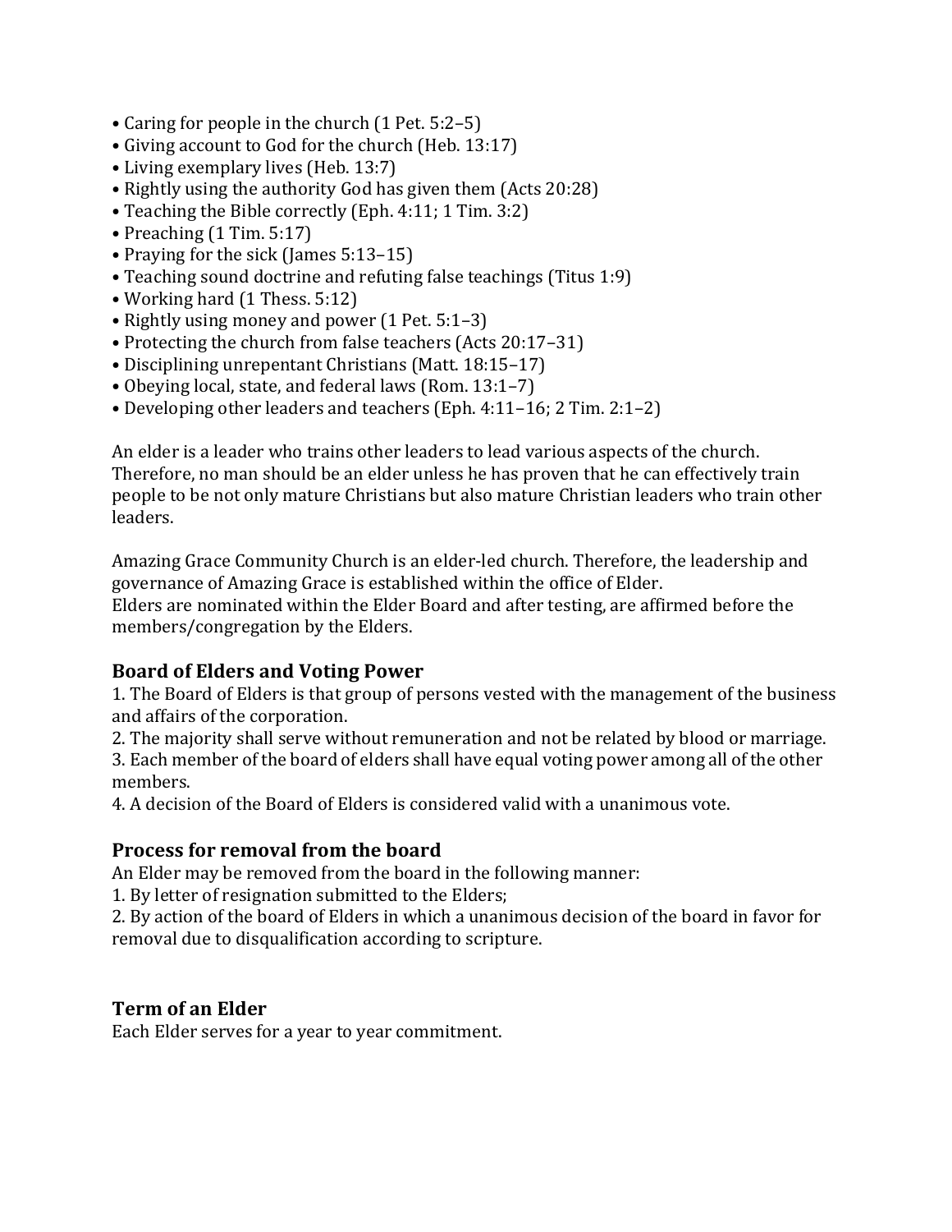- Caring for people in the church (1 Pet. 5:2–5)
- Giving account to God for the church (Heb. 13:17)
- Living exemplary lives (Heb. 13:7)
- Rightly using the authority God has given them (Acts 20:28)
- Teaching the Bible correctly (Eph. 4:11; 1 Tim. 3:2)
- Preaching (1 Tim. 5:17)
- Praying for the sick (James 5:13–15)
- Teaching sound doctrine and refuting false teachings (Titus 1:9)
- Working hard (1 Thess. 5:12)
- Rightly using money and power (1 Pet. 5:1–3)
- Protecting the church from false teachers (Acts 20:17–31)
- Disciplining unrepentant Christians (Matt. 18:15–17)
- Obeying local, state, and federal laws (Rom. 13:1–7)
- Developing other leaders and teachers (Eph. 4:11–16; 2 Tim. 2:1–2)

An elder is a leader who trains other leaders to lead various aspects of the church. Therefore, no man should be an elder unless he has proven that he can effectively train people to be not only mature Christians but also mature Christian leaders who train other leaders.

Amazing Grace Community Church is an elder-led church. Therefore, the leadership and governance of Amazing Grace is established within the office of Elder.
Elders are nominated within the Elder Board and after testing, are affirmed before the members/congregation by the Elders.

### Board of Elders and Voting Power

1. The Board of Elders is that group of persons vested with the management of the business and affairs of the corporation.
2. The majority shall serve without remuneration and not be related by blood or marriage.
3. Each member of the board of elders shall have equal voting power among all of the other members.
4. A decision of the Board of Elders is considered valid with a unanimous vote.

### Process for removal from the board

An Elder may be removed from the board in the following manner:

1. By letter of resignation submitted to the Elders;
2. By action of the board of Elders in which a unanimous decision of the board in favor for removal due to disqualification according to scripture.

### Term of an Elder

Each Elder serves for a year to year commitment.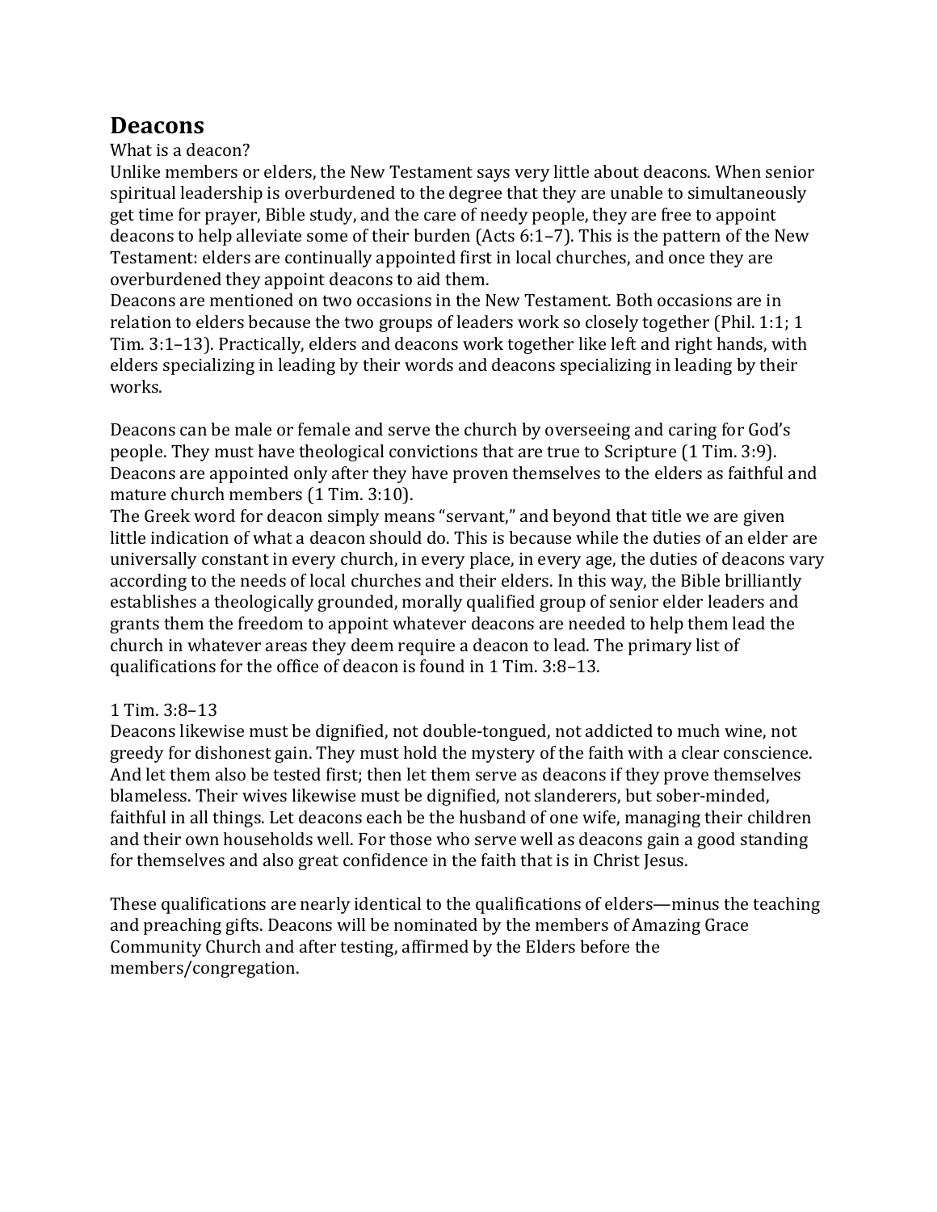## Deacons

What is a deacon?

Unlike members or elders, the New Testament says very little about deacons. When senior spiritual leadership is overburdened to the degree that they are unable to simultaneously get time for prayer, Bible study, and the care of needy people, they are free to appoint deacons to help alleviate some of their burden (Acts 6:1–7). This is the pattern of the New Testament: elders are continually appointed first in local churches, and once they are overburdened they appoint deacons to aid them.

Deacons are mentioned on two occasions in the New Testament. Both occasions are in relation to elders because the two groups of leaders work so closely together (Phil. 1:1; 1 Tim. 3:1–13). Practically, elders and deacons work together like left and right hands, with elders specializing in leading by their words and deacons specializing in leading by their works.

Deacons can be male or female and serve the church by overseeing and caring for God's people. They must have theological convictions that are true to Scripture (1 Tim. 3:9). Deacons are appointed only after they have proven themselves to the elders as faithful and mature church members (1 Tim. 3:10).

The Greek word for deacon simply means "servant," and beyond that title we are given little indication of what a deacon should do. This is because while the duties of an elder are universally constant in every church, in every place, in every age, the duties of deacons vary according to the needs of local churches and their elders. In this way, the Bible brilliantly establishes a theologically grounded, morally qualified group of senior elder leaders and grants them the freedom to appoint whatever deacons are needed to help them lead the church in whatever areas they deem require a deacon to lead. The primary list of qualifications for the office of deacon is found in 1 Tim. 3:8–13.

1 Tim. 3:8–13

Deacons likewise must be dignified, not double-tongued, not addicted to much wine, not greedy for dishonest gain. They must hold the mystery of the faith with a clear conscience. And let them also be tested first; then let them serve as deacons if they prove themselves blameless. Their wives likewise must be dignified, not slanderers, but sober-minded, faithful in all things. Let deacons each be the husband of one wife, managing their children and their own households well. For those who serve well as deacons gain a good standing for themselves and also great confidence in the faith that is in Christ Jesus.

These qualifications are nearly identical to the qualifications of elders—minus the teaching and preaching gifts. Deacons will be nominated by the members of Amazing Grace Community Church and after testing, affirmed by the Elders before the members/congregation.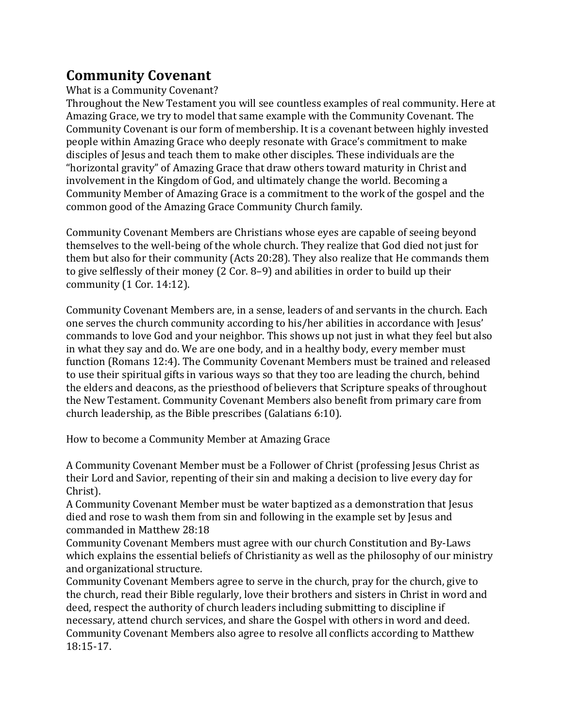# Community Covenant

What is a Community Covenant?

Throughout the New Testament you will see countless examples of real community. Here at Amazing Grace, we try to model that same example with the Community Covenant. The Community Covenant is our form of membership. It is a covenant between highly invested people within Amazing Grace who deeply resonate with Grace's commitment to make disciples of Jesus and teach them to make other disciples. These individuals are the "horizontal gravity" of Amazing Grace that draw others toward maturity in Christ and involvement in the Kingdom of God, and ultimately change the world. Becoming a Community Member of Amazing Grace is a commitment to the work of the gospel and the common good of the Amazing Grace Community Church family.

Community Covenant Members are Christians whose eyes are capable of seeing beyond themselves to the well-being of the whole church. They realize that God died not just for them but also for their community (Acts 20:28). They also realize that He commands them to give selflessly of their money (2 Cor. 8–9) and abilities in order to build up their community (1 Cor. 14:12).

Community Covenant Members are, in a sense, leaders of and servants in the church. Each one serves the church community according to his/her abilities in accordance with Jesus' commands to love God and your neighbor. This shows up not just in what they feel but also in what they say and do. We are one body, and in a healthy body, every member must function (Romans 12:4). The Community Covenant Members must be trained and released to use their spiritual gifts in various ways so that they too are leading the church, behind the elders and deacons, as the priesthood of believers that Scripture speaks of throughout the New Testament. Community Covenant Members also benefit from primary care from church leadership, as the Bible prescribes (Galatians 6:10).

How to become a Community Member at Amazing Grace

A Community Covenant Member must be a Follower of Christ (professing Jesus Christ as their Lord and Savior, repenting of their sin and making a decision to live every day for Christ).

A Community Covenant Member must be water baptized as a demonstration that Jesus died and rose to wash them from sin and following in the example set by Jesus and commanded in Matthew 28:18

Community Covenant Members must agree with our church Constitution and By-Laws which explains the essential beliefs of Christianity as well as the philosophy of our ministry and organizational structure.

Community Covenant Members agree to serve in the church, pray for the church, give to the church, read their Bible regularly, love their brothers and sisters in Christ in word and deed, respect the authority of church leaders including submitting to discipline if necessary, attend church services, and share the Gospel with others in word and deed. Community Covenant Members also agree to resolve all conflicts according to Matthew 18:15-17.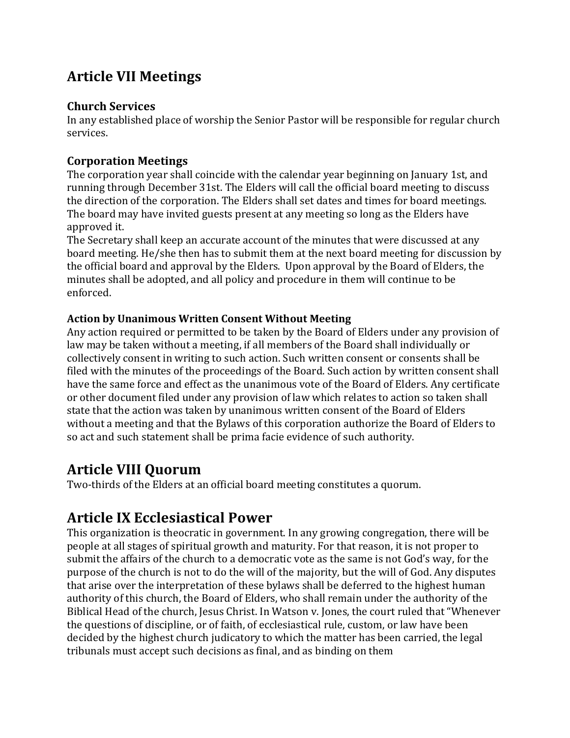## Article VII Meetings

### Church Services

In any established place of worship the Senior Pastor will be responsible for regular church services.

### Corporation Meetings

The corporation year shall coincide with the calendar year beginning on January 1st, and running through December 31st. The Elders will call the official board meeting to discuss the direction of the corporation. The Elders shall set dates and times for board meetings. The board may have invited guests present at any meeting so long as the Elders have approved it.

The Secretary shall keep an accurate account of the minutes that were discussed at any board meeting. He/she then has to submit them at the next board meeting for discussion by the official board and approval by the Elders. Upon approval by the Board of Elders, the minutes shall be adopted, and all policy and procedure in them will continue to be enforced.

#### Action by Unanimous Written Consent Without Meeting

Any action required or permitted to be taken by the Board of Elders under any provision of law may be taken without a meeting, if all members of the Board shall individually or collectively consent in writing to such action. Such written consent or consents shall be filed with the minutes of the proceedings of the Board. Such action by written consent shall have the same force and effect as the unanimous vote of the Board of Elders. Any certificate or other document filed under any provision of law which relates to action so taken shall state that the action was taken by unanimous written consent of the Board of Elders without a meeting and that the Bylaws of this corporation authorize the Board of Elders to so act and such statement shall be prima facie evidence of such authority.

## Article VIII Quorum

Two-thirds of the Elders at an official board meeting constitutes a quorum.

## Article IX Ecclesiastical Power

This organization is theocratic in government. In any growing congregation, there will be people at all stages of spiritual growth and maturity. For that reason, it is not proper to submit the affairs of the church to a democratic vote as the same is not God's way, for the purpose of the church is not to do the will of the majority, but the will of God. Any disputes that arise over the interpretation of these bylaws shall be deferred to the highest human authority of this church, the Board of Elders, who shall remain under the authority of the Biblical Head of the church, Jesus Christ. In Watson v. Jones, the court ruled that "Whenever the questions of discipline, or of faith, of ecclesiastical rule, custom, or law have been decided by the highest church judicatory to which the matter has been carried, the legal tribunals must accept such decisions as final, and as binding on them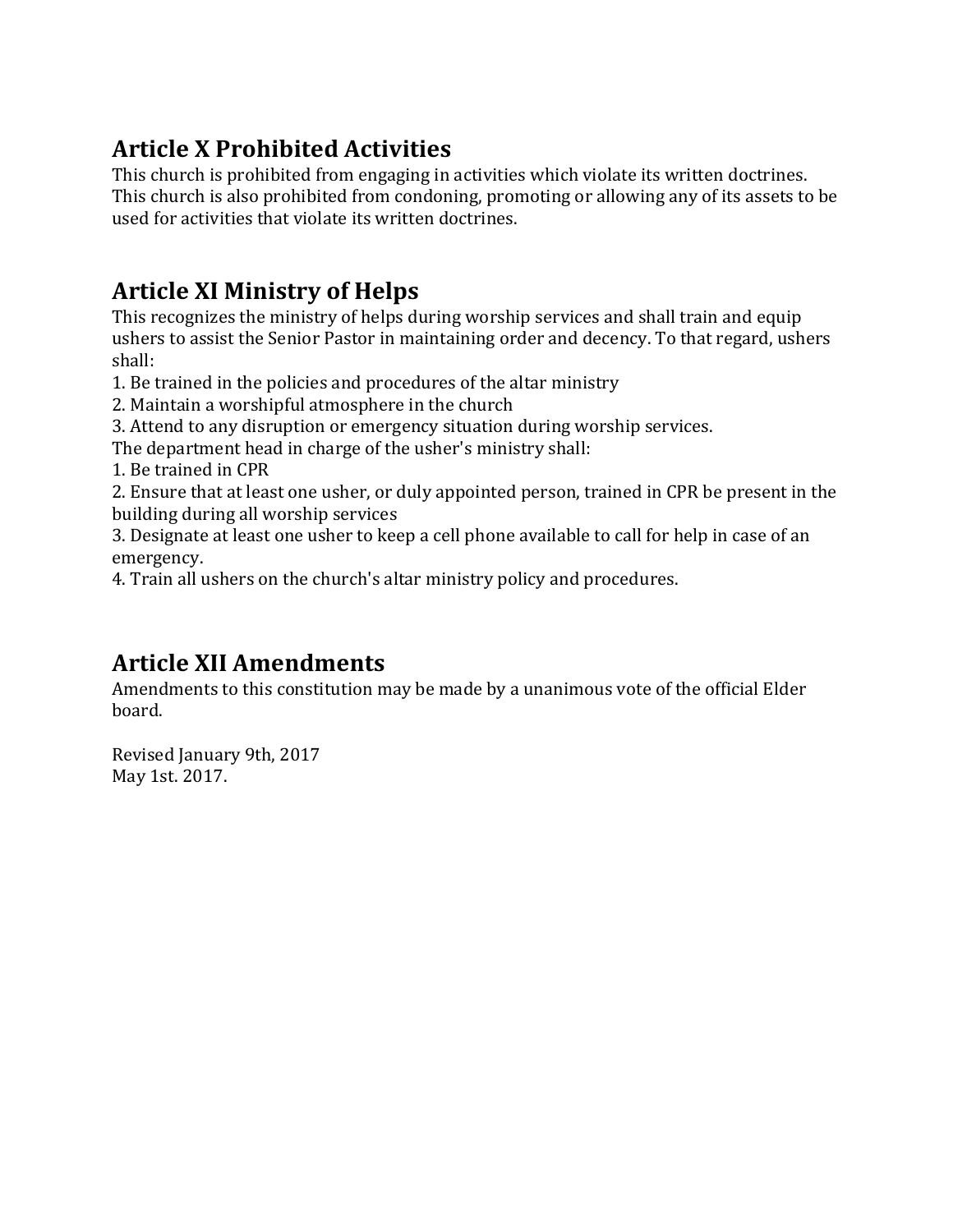## Article X Prohibited Activities

This church is prohibited from engaging in activities which violate its written doctrines. This church is also prohibited from condoning, promoting or allowing any of its assets to be used for activities that violate its written doctrines.

## Article XI Ministry of Helps

This recognizes the ministry of helps during worship services and shall train and equip ushers to assist the Senior Pastor in maintaining order and decency. To that regard, ushers shall:

1. Be trained in the policies and procedures of the altar ministry
2. Maintain a worshipful atmosphere in the church
3. Attend to any disruption or emergency situation during worship services.

The department head in charge of the usher's ministry shall:

1. Be trained in CPR
2. Ensure that at least one usher, or duly appointed person, trained in CPR be present in the building during all worship services
3. Designate at least one usher to keep a cell phone available to call for help in case of an emergency.
4. Train all ushers on the church's altar ministry policy and procedures.

## Article XII Amendments

Amendments to this constitution may be made by a unanimous vote of the official Elder board.

Revised January 9th, 2017
May 1st. 2017.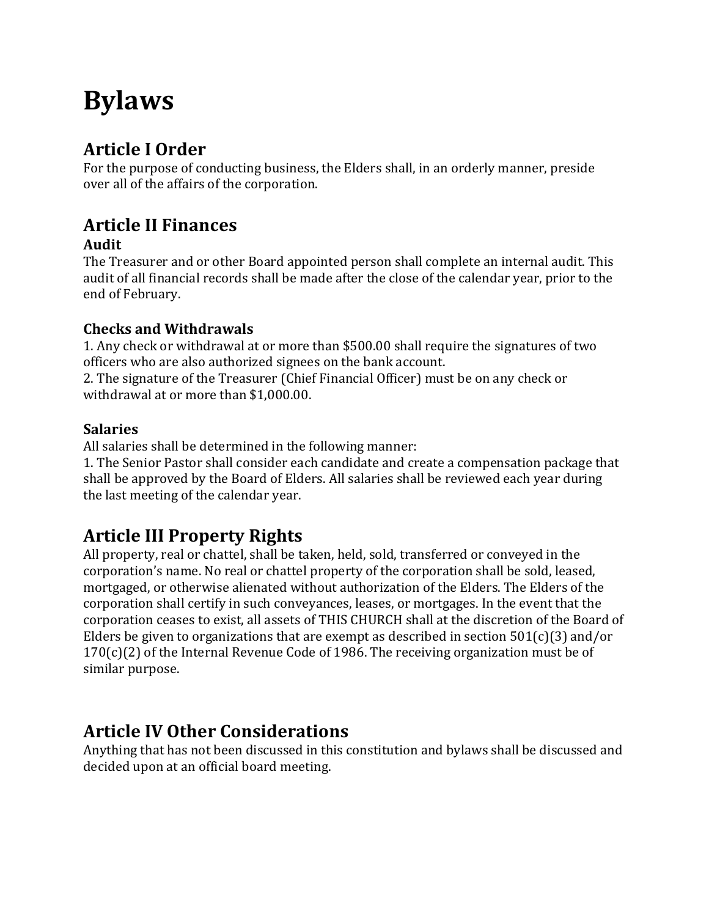# Bylaws

## Article I Order

For the purpose of conducting business, the Elders shall, in an orderly manner, preside over all of the affairs of the corporation.

## Article II Finances

### Audit

The Treasurer and or other Board appointed person shall complete an internal audit. This audit of all financial records shall be made after the close of the calendar year, prior to the end of February.

### Checks and Withdrawals

1. Any check or withdrawal at or more than $500.00 shall require the signatures of two officers who are also authorized signees on the bank account.
2. The signature of the Treasurer (Chief Financial Officer) must be on any check or withdrawal at or more than $1,000.00.

### Salaries

All salaries shall be determined in the following manner:

1. The Senior Pastor shall consider each candidate and create a compensation package that shall be approved by the Board of Elders. All salaries shall be reviewed each year during the last meeting of the calendar year.

## Article III Property Rights

All property, real or chattel, shall be taken, held, sold, transferred or conveyed in the corporation's name. No real or chattel property of the corporation shall be sold, leased, mortgaged, or otherwise alienated without authorization of the Elders. The Elders of the corporation shall certify in such conveyances, leases, or mortgages. In the event that the corporation ceases to exist, all assets of THIS CHURCH shall at the discretion of the Board of Elders be given to organizations that are exempt as described in section 501(c)(3) and/or 170(c)(2) of the Internal Revenue Code of 1986. The receiving organization must be of similar purpose.

## Article IV Other Considerations

Anything that has not been discussed in this constitution and bylaws shall be discussed and decided upon at an official board meeting.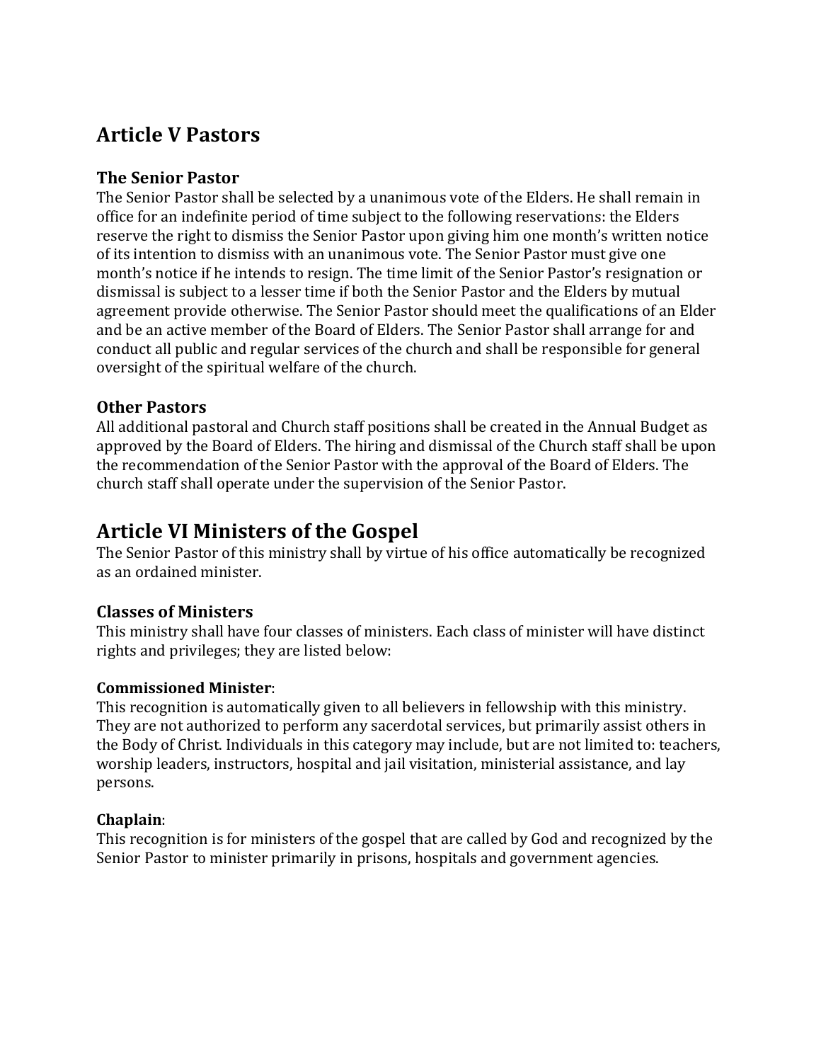## Article V Pastors

### The Senior Pastor

The Senior Pastor shall be selected by a unanimous vote of the Elders. He shall remain in office for an indefinite period of time subject to the following reservations: the Elders reserve the right to dismiss the Senior Pastor upon giving him one month's written notice of its intention to dismiss with an unanimous vote. The Senior Pastor must give one month's notice if he intends to resign. The time limit of the Senior Pastor's resignation or dismissal is subject to a lesser time if both the Senior Pastor and the Elders by mutual agreement provide otherwise. The Senior Pastor should meet the qualifications of an Elder and be an active member of the Board of Elders. The Senior Pastor shall arrange for and conduct all public and regular services of the church and shall be responsible for general oversight of the spiritual welfare of the church.

### Other Pastors

All additional pastoral and Church staff positions shall be created in the Annual Budget as approved by the Board of Elders. The hiring and dismissal of the Church staff shall be upon the recommendation of the Senior Pastor with the approval of the Board of Elders. The church staff shall operate under the supervision of the Senior Pastor.

## Article VI Ministers of the Gospel

The Senior Pastor of this ministry shall by virtue of his office automatically be recognized as an ordained minister.

### Classes of Ministers

This ministry shall have four classes of ministers. Each class of minister will have distinct rights and privileges; they are listed below:

**Commissioned Minister**:
This recognition is automatically given to all believers in fellowship with this ministry. They are not authorized to perform any sacerdotal services, but primarily assist others in the Body of Christ. Individuals in this category may include, but are not limited to: teachers, worship leaders, instructors, hospital and jail visitation, ministerial assistance, and lay persons.

**Chaplain**:
This recognition is for ministers of the gospel that are called by God and recognized by the Senior Pastor to minister primarily in prisons, hospitals and government agencies.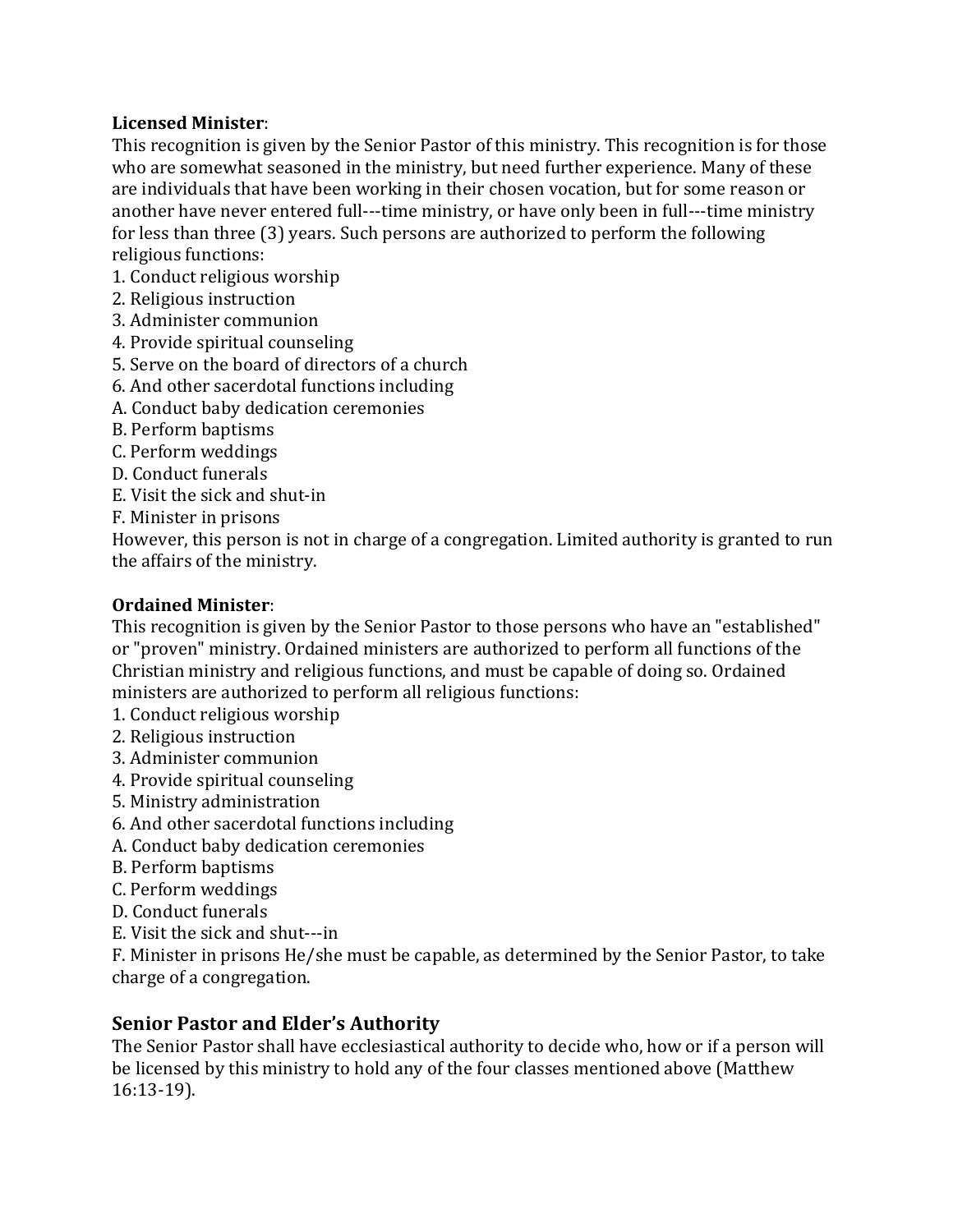**Licensed Minister**:
This recognition is given by the Senior Pastor of this ministry. This recognition is for those who are somewhat seasoned in the ministry, but need further experience. Many of these are individuals that have been working in their chosen vocation, but for some reason or another have never entered full---time ministry, or have only been in full---time ministry for less than three (3) years. Such persons are authorized to perform the following religious functions:

1. Conduct religious worship
2. Religious instruction
3. Administer communion
4. Provide spiritual counseling
5. Serve on the board of directors of a church
6. And other sacerdotal functions including

A. Conduct baby dedication ceremonies
B. Perform baptisms
C. Perform weddings
D. Conduct funerals
E. Visit the sick and shut-in
F. Minister in prisons

However, this person is not in charge of a congregation. Limited authority is granted to run the affairs of the ministry.

**Ordained Minister**:
This recognition is given by the Senior Pastor to those persons who have an "established" or "proven" ministry. Ordained ministers are authorized to perform all functions of the Christian ministry and religious functions, and must be capable of doing so. Ordained ministers are authorized to perform all religious functions:

1. Conduct religious worship
2. Religious instruction
3. Administer communion
4. Provide spiritual counseling
5. Ministry administration
6. And other sacerdotal functions including

A. Conduct baby dedication ceremonies
B. Perform baptisms
C. Perform weddings
D. Conduct funerals
E. Visit the sick and shut---in
F. Minister in prisons He/she must be capable, as determined by the Senior Pastor, to take charge of a congregation.

## Senior Pastor and Elder's Authority

The Senior Pastor shall have ecclesiastical authority to decide who, how or if a person will be licensed by this ministry to hold any of the four classes mentioned above (Matthew 16:13-19).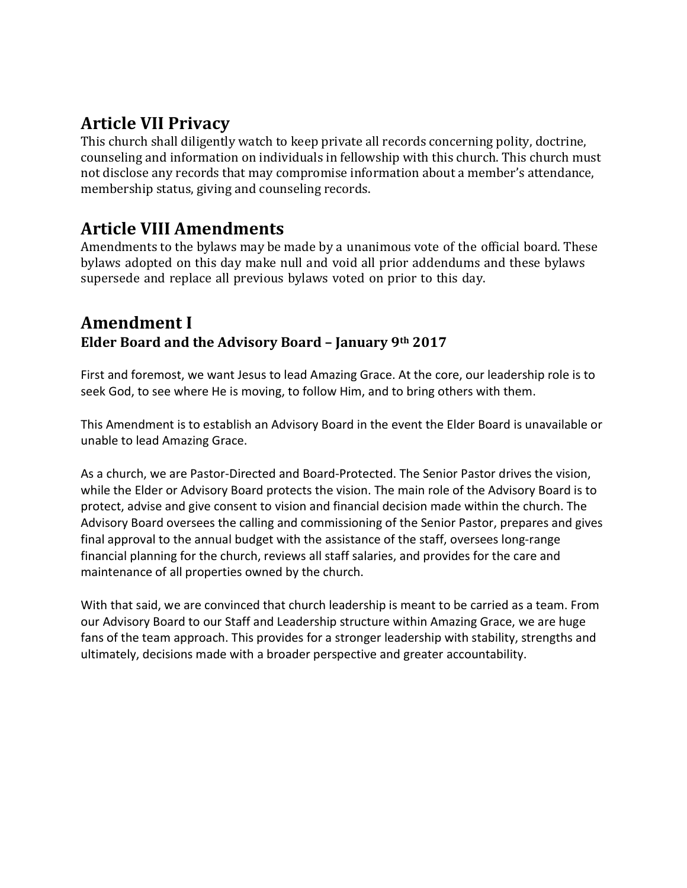## Article VII Privacy

This church shall diligently watch to keep private all records concerning polity, doctrine, counseling and information on individuals in fellowship with this church. This church must not disclose any records that may compromise information about a member's attendance, membership status, giving and counseling records.

## Article VIII Amendments

Amendments to the bylaws may be made by a unanimous vote of the official board. These bylaws adopted on this day make null and void all prior addendums and these bylaws supersede and replace all previous bylaws voted on prior to this day.

## Amendment I

### Elder Board and the Advisory Board – January 9th 2017

First and foremost, we want Jesus to lead Amazing Grace. At the core, our leadership role is to seek God, to see where He is moving, to follow Him, and to bring others with them.

This Amendment is to establish an Advisory Board in the event the Elder Board is unavailable or unable to lead Amazing Grace.

As a church, we are Pastor-Directed and Board-Protected. The Senior Pastor drives the vision, while the Elder or Advisory Board protects the vision. The main role of the Advisory Board is to protect, advise and give consent to vision and financial decision made within the church. The Advisory Board oversees the calling and commissioning of the Senior Pastor, prepares and gives final approval to the annual budget with the assistance of the staff, oversees long-range financial planning for the church, reviews all staff salaries, and provides for the care and maintenance of all properties owned by the church.

With that said, we are convinced that church leadership is meant to be carried as a team. From our Advisory Board to our Staff and Leadership structure within Amazing Grace, we are huge fans of the team approach. This provides for a stronger leadership with stability, strengths and ultimately, decisions made with a broader perspective and greater accountability.